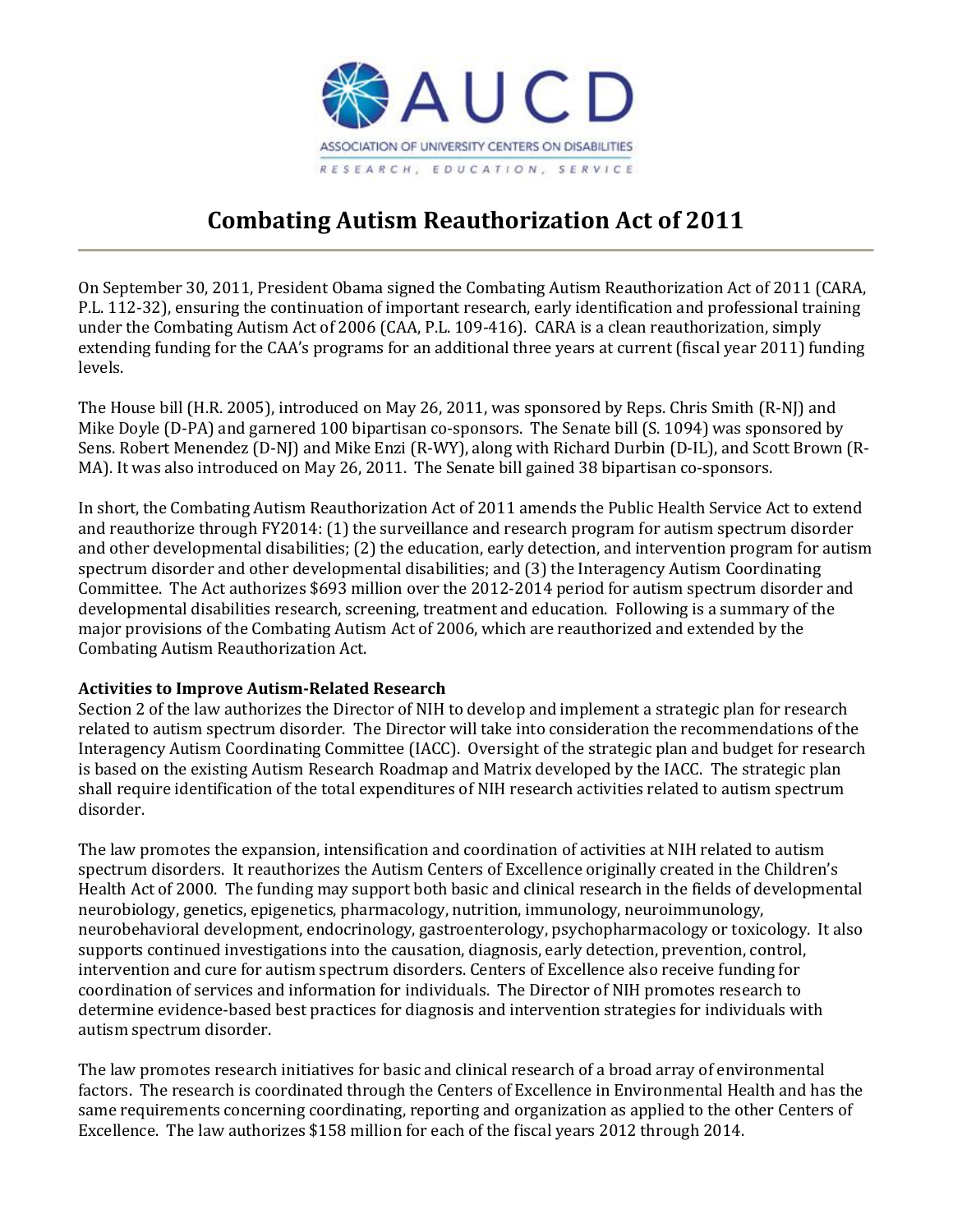AUCD

ASSOCIATION OF UNIVERSITY CENTERS ON DISABILITIES

RESEARCH, EDUCATION, SERVICE

# Combating Autism Reauthorization Act of 2011

On September 30, 2011, President Obama signed the Combating Autism Reauthorization Act of 2011 (CARA, P.L. 112-32), ensuring the continuation of important research, early identification and professional training under the Combating Autism Act of 2006 (CAA, P.L. 109-416). CARA is a clean reauthorization, simply extending funding for the CAA's programs for an additional three years at current (fiscal year 2011) funding levels.

The House bill (H.R. 2005), introduced on May 26, 2011, was sponsored by Reps. Chris Smith (R-NJ) and Mike Doyle (D-PA) and garnered 100 bipartisan co-sponsors. The Senate bill (S. 1094) was sponsored by Sens. Robert Menendez (D-NJ) and Mike Enzi (R-WY), along with Richard Durbin (D-IL), and Scott Brown (R-MA). It was also introduced on May 26, 2011. The Senate bill gained 38 bipartisan co-sponsors.

In short, the Combating Autism Reauthorization Act of 2011 amends the Public Health Service Act to extend and reauthorize through FY2014: (1) the surveillance and research program for autism spectrum disorder and other developmental disabilities; (2) the education, early detection, and intervention program for autism spectrum disorder and other developmental disabilities; and (3) the Interagency Autism Coordinating Committee. The Act authorizes $693 million over the 2012-2014 period for autism spectrum disorder and developmental disabilities research, screening, treatment and education. Following is a summary of the major provisions of the Combating Autism Act of 2006, which are reauthorized and extended by the Combating Autism Reauthorization Act.

**Activities to Improve Autism-Related Research**

Section 2 of the law authorizes the Director of NIH to develop and implement a strategic plan for research related to autism spectrum disorder. The Director will take into consideration the recommendations of the Interagency Autism Coordinating Committee (IACC). Oversight of the strategic plan and budget for research is based on the existing Autism Research Roadmap and Matrix developed by the IACC. The strategic plan shall require identification of the total expenditures of NIH research activities related to autism spectrum disorder.

The law promotes the expansion, intensification and coordination of activities at NIH related to autism spectrum disorders. It reauthorizes the Autism Centers of Excellence originally created in the Children's Health Act of 2000. The funding may support both basic and clinical research in the fields of developmental neurobiology, genetics, epigenetics, pharmacology, nutrition, immunology, neuroimmunology, neurobehavioral development, endocrinology, gastroenterology, psychopharmacology or toxicology. It also supports continued investigations into the causation, diagnosis, early detection, prevention, control, intervention and cure for autism spectrum disorders. Centers of Excellence also receive funding for coordination of services and information for individuals. The Director of NIH promotes research to determine evidence-based best practices for diagnosis and intervention strategies for individuals with autism spectrum disorder.

The law promotes research initiatives for basic and clinical research of a broad array of environmental factors. The research is coordinated through the Centers of Excellence in Environmental Health and has the same requirements concerning coordinating, reporting and organization as applied to the other Centers of Excellence. The law authorizes $158 million for each of the fiscal years 2012 through 2014.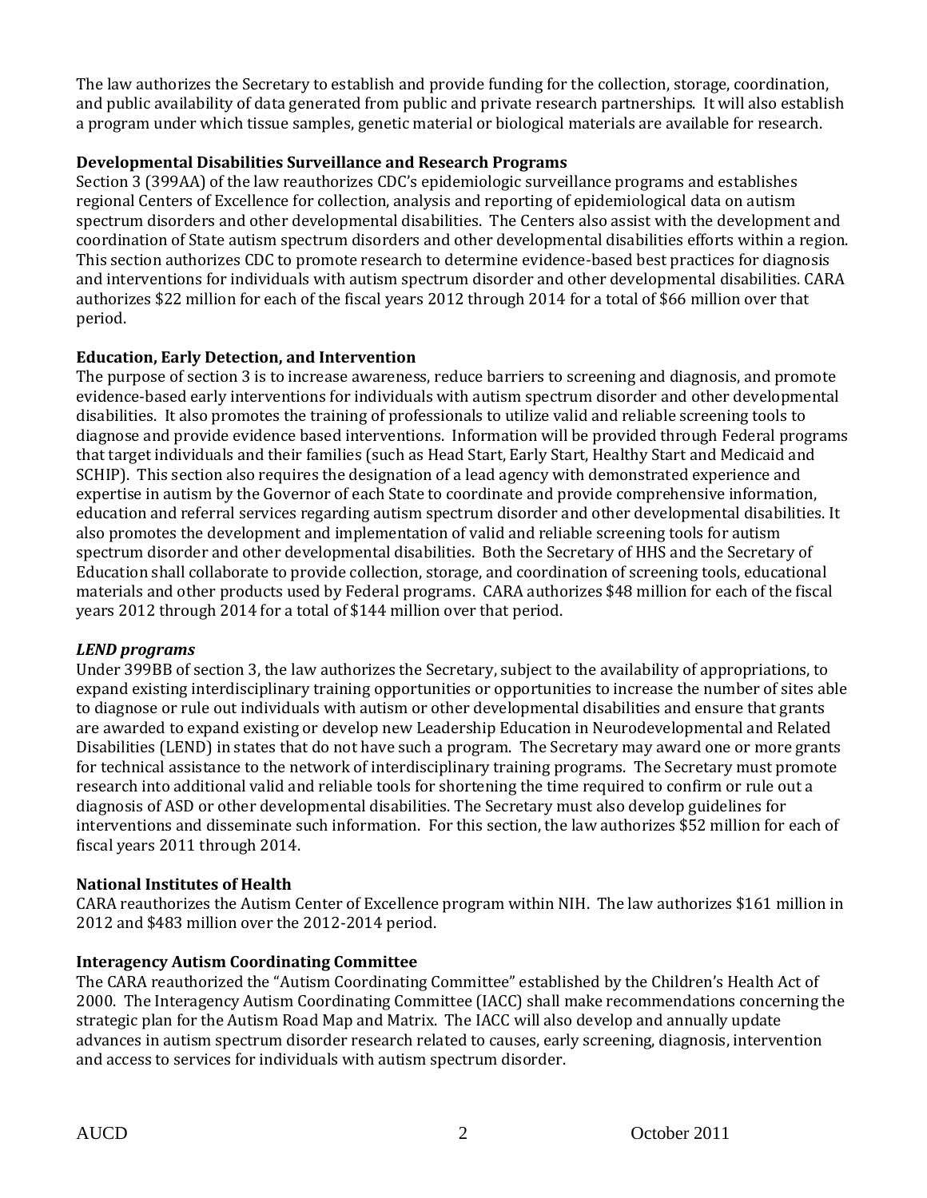The law authorizes the Secretary to establish and provide funding for the collection, storage, coordination, and public availability of data generated from public and private research partnerships. It will also establish a program under which tissue samples, genetic material or biological materials are available for research.

**Developmental Disabilities Surveillance and Research Programs**

Section 3 (399AA) of the law reauthorizes CDC's epidemiologic surveillance programs and establishes regional Centers of Excellence for collection, analysis and reporting of epidemiological data on autism spectrum disorders and other developmental disabilities. The Centers also assist with the development and coordination of State autism spectrum disorders and other developmental disabilities efforts within a region. This section authorizes CDC to promote research to determine evidence-based best practices for diagnosis and interventions for individuals with autism spectrum disorder and other developmental disabilities. CARA authorizes $22 million for each of the fiscal years 2012 through 2014 for a total of $66 million over that period.

**Education, Early Detection, and Intervention**

The purpose of section 3 is to increase awareness, reduce barriers to screening and diagnosis, and promote evidence-based early interventions for individuals with autism spectrum disorder and other developmental disabilities. It also promotes the training of professionals to utilize valid and reliable screening tools to diagnose and provide evidence based interventions. Information will be provided through Federal programs that target individuals and their families (such as Head Start, Early Start, Healthy Start and Medicaid and SCHIP). This section also requires the designation of a lead agency with demonstrated experience and expertise in autism by the Governor of each State to coordinate and provide comprehensive information, education and referral services regarding autism spectrum disorder and other developmental disabilities. It also promotes the development and implementation of valid and reliable screening tools for autism spectrum disorder and other developmental disabilities. Both the Secretary of HHS and the Secretary of Education shall collaborate to provide collection, storage, and coordination of screening tools, educational materials and other products used by Federal programs. CARA authorizes $48 million for each of the fiscal years 2012 through 2014 for a total of $144 million over that period.

***LEND programs***

Under 399BB of section 3, the law authorizes the Secretary, subject to the availability of appropriations, to expand existing interdisciplinary training opportunities or opportunities to increase the number of sites able to diagnose or rule out individuals with autism or other developmental disabilities and ensure that grants are awarded to expand existing or develop new Leadership Education in Neurodevelopmental and Related Disabilities (LEND) in states that do not have such a program. The Secretary may award one or more grants for technical assistance to the network of interdisciplinary training programs. The Secretary must promote research into additional valid and reliable tools for shortening the time required to confirm or rule out a diagnosis of ASD or other developmental disabilities. The Secretary must also develop guidelines for interventions and disseminate such information. For this section, the law authorizes $52 million for each of fiscal years 2011 through 2014.

**National Institutes of Health**

CARA reauthorizes the Autism Center of Excellence program within NIH. The law authorizes $161 million in 2012 and $483 million over the 2012-2014 period.

**Interagency Autism Coordinating Committee**

The CARA reauthorized the "Autism Coordinating Committee" established by the Children's Health Act of 2000. The Interagency Autism Coordinating Committee (IACC) shall make recommendations concerning the strategic plan for the Autism Road Map and Matrix. The IACC will also develop and annually update advances in autism spectrum disorder research related to causes, early screening, diagnosis, intervention and access to services for individuals with autism spectrum disorder.